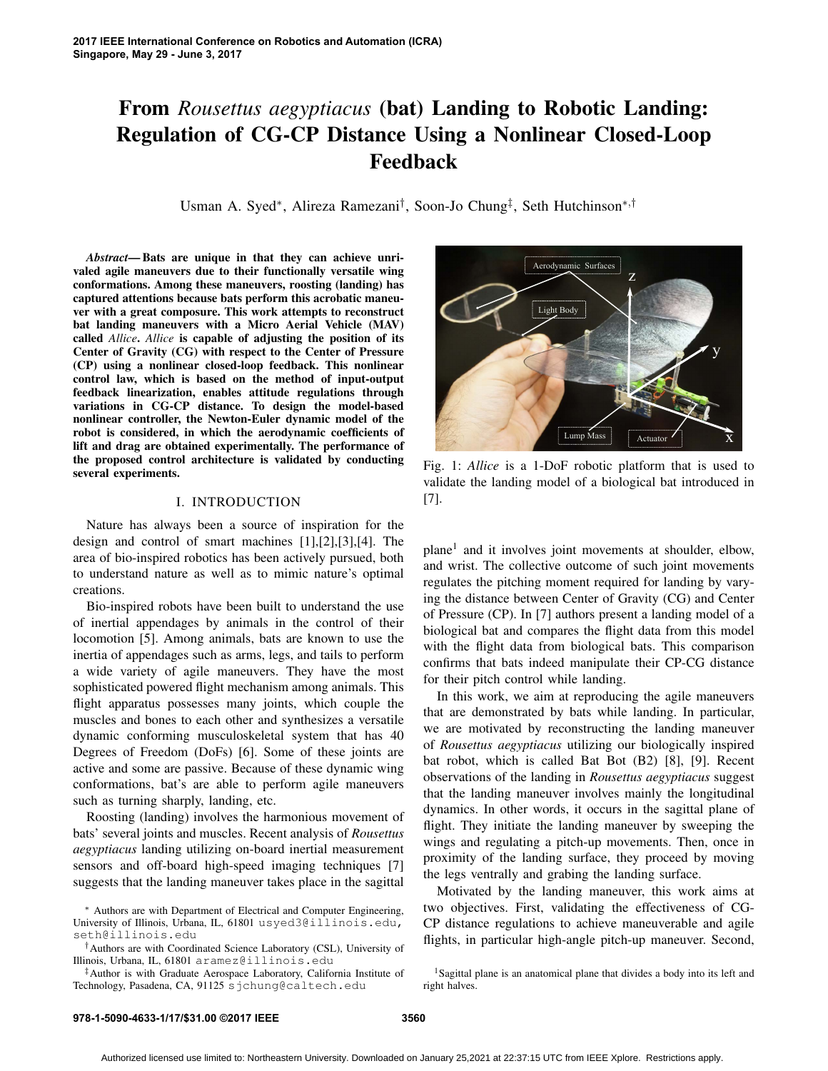# From *Rousettus aegyptiacus* (bat) Landing to Robotic Landing: Regulation of CG-CP Distance Using a Nonlinear Closed-Loop Feedback

Usman A. Syed*, Alireza Ramezani†, Soon-Jo Chung‡, Seth Hutchinson*,†

***Abstract*— Bats are unique in that they can achieve unrivaled agile maneuvers due to their functionally versatile wing conformations. Among these maneuvers, roosting (landing) has captured attentions because bats perform this acrobatic maneuver with a great composure. This work attempts to reconstruct bat landing maneuvers with a Micro Aerial Vehicle (MAV) called *Allice*. *Allice* is capable of adjusting the position of its Center of Gravity (CG) with respect to the Center of Pressure (CP) using a nonlinear closed-loop feedback. This nonlinear control law, which is based on the method of input-output feedback linearization, enables attitude regulations through variations in CG-CP distance. To design the model-based nonlinear controller, the Newton-Euler dynamic model of the robot is considered, in which the aerodynamic coefficients of lift and drag are obtained experimentally. The performance of the proposed control architecture is validated by conducting several experiments.**

## I. INTRODUCTION

Nature has always been a source of inspiration for the design and control of smart machines [1],[2],[3],[4]. The area of bio-inspired robotics has been actively pursued, both to understand nature as well as to mimic nature's optimal creations.

Bio-inspired robots have been built to understand the use of inertial appendages by animals in the control of their locomotion [5]. Among animals, bats are known to use the inertia of appendages such as arms, legs, and tails to perform a wide variety of agile maneuvers. They have the most sophisticated powered flight mechanism among animals. This flight apparatus possesses many joints, which couple the muscles and bones to each other and synthesizes a versatile dynamic conforming musculoskeletal system that has 40 Degrees of Freedom (DoFs) [6]. Some of these joints are active and some are passive. Because of these dynamic wing conformations, bat's are able to perform agile maneuvers such as turning sharply, landing, etc.

Roosting (landing) involves the harmonious movement of bats' several joints and muscles. Recent analysis of *Rousettus aegyptiacus* landing utilizing on-board inertial measurement sensors and off-board high-speed imaging techniques [7] suggests that the landing maneuver takes place in the sagittal plane[1] and it involves joint movements at shoulder, elbow, and wrist. The collective outcome of such joint movements regulates the pitching moment required for landing by varying the distance between Center of Gravity (CG) and Center of Pressure (CP). In [7] authors present a landing model of a biological bat and compares the flight data from this model with the flight data from biological bats. This comparison confirms that bats indeed manipulate their CP-CG distance for their pitch control while landing.

Fig. 1: *Allice* is a 1-DoF robotic platform that is used to validate the landing model of a biological bat introduced in [7].

In this work, we aim at reproducing the agile maneuvers that are demonstrated by bats while landing. In particular, we are motivated by reconstructing the landing maneuver of *Rousettus aegyptiacus* utilizing our biologically inspired bat robot, which is called Bat Bot (B2) [8], [9]. Recent observations of the landing in *Rousettus aegyptiacus* suggest that the landing maneuver involves mainly the longitudinal dynamics. In other words, it occurs in the sagittal plane of flight. They initiate the landing maneuver by sweeping the wings and regulating a pitch-up movements. Then, once in proximity of the landing surface, they proceed by moving the legs ventrally and grabing the landing surface.

Motivated by the landing maneuver, this work aims at two objectives. First, validating the effectiveness of CG-CP distance regulations to achieve maneuverable and agile flights, in particular high-angle pitch-up maneuver. Second,

\* Authors are with Department of Electrical and Computer Engineering, University of Illinois, Urbana, IL, 61801 usyed3@illinois.edu, seth@illinois.edu

† Authors are with Coordinated Science Laboratory (CSL), University of Illinois, Urbana, IL, 61801 aramez@illinois.edu

‡ Author is with Graduate Aerospace Laboratory, California Institute of Technology, Pasadena, CA, 91125 sjchung@caltech.edu

[1] Sagittal plane is an anatomical plane that divides a body into its left and right halves.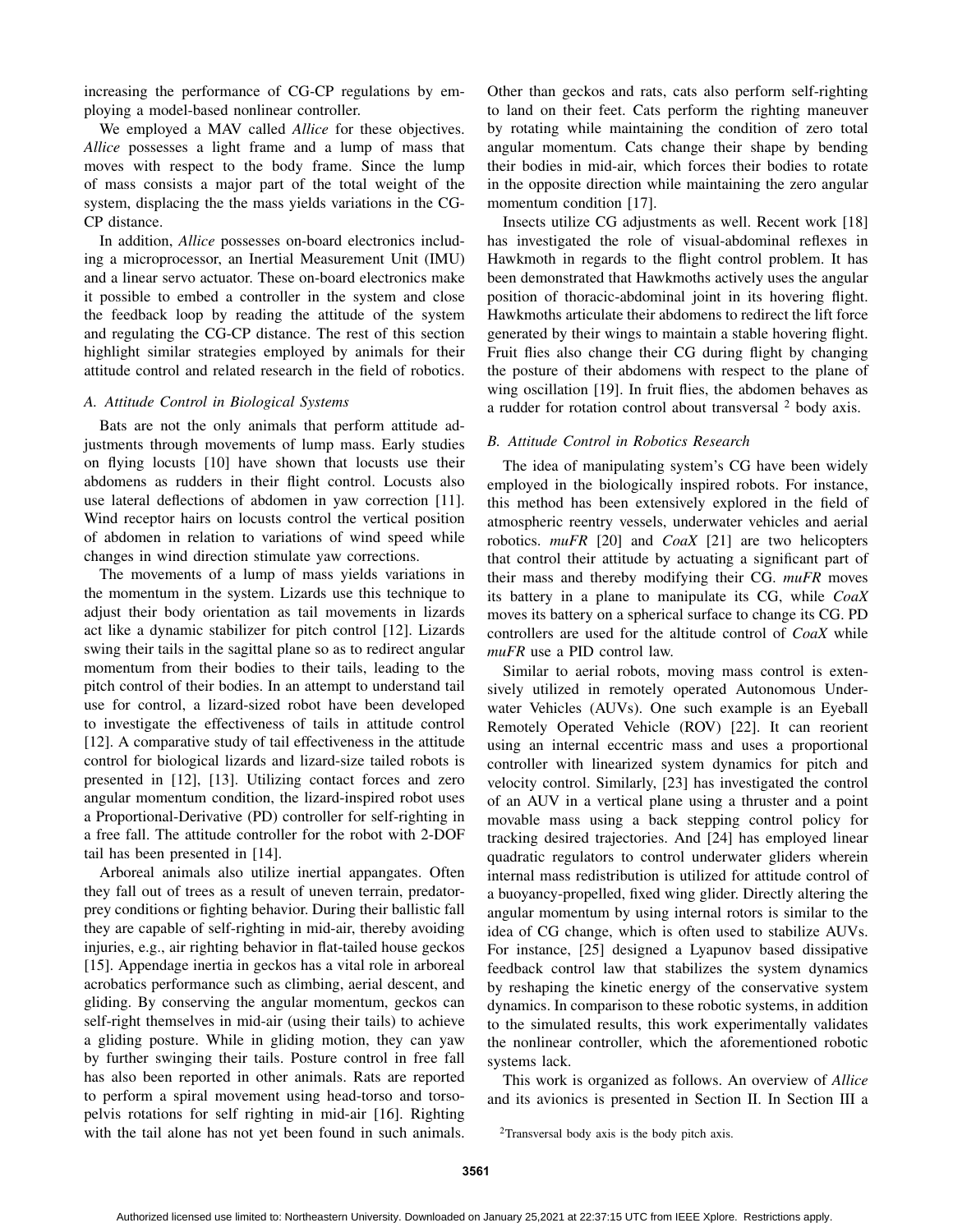increasing the performance of CG-CP regulations by employing a model-based nonlinear controller.

We employed a MAV called *Allice* for these objectives. *Allice* possesses a light frame and a lump of mass that moves with respect to the body frame. Since the lump of mass consists a major part of the total weight of the system, displacing the the mass yields variations in the CG-CP distance.

In addition, *Allice* possesses on-board electronics including a microprocessor, an Inertial Measurement Unit (IMU) and a linear servo actuator. These on-board electronics make it possible to embed a controller in the system and close the feedback loop by reading the attitude of the system and regulating the CG-CP distance. The rest of this section highlight similar strategies employed by animals for their attitude control and related research in the field of robotics.

### A. Attitude Control in Biological Systems

Bats are not the only animals that perform attitude adjustments through movements of lump mass. Early studies on flying locusts [10] have shown that locusts use their abdomens as rudders in their flight control. Locusts also use lateral deflections of abdomen in yaw correction [11]. Wind receptor hairs on locusts control the vertical position of abdomen in relation to variations of wind speed while changes in wind direction stimulate yaw corrections.

The movements of a lump of mass yields variations in the momentum in the system. Lizards use this technique to adjust their body orientation as tail movements in lizards act like a dynamic stabilizer for pitch control [12]. Lizards swing their tails in the sagittal plane so as to redirect angular momentum from their bodies to their tails, leading to the pitch control of their bodies. In an attempt to understand tail use for control, a lizard-sized robot have been developed to investigate the effectiveness of tails in attitude control [12]. A comparative study of tail effectiveness in the attitude control for biological lizards and lizard-size tailed robots is presented in [12], [13]. Utilizing contact forces and zero angular momentum condition, the lizard-inspired robot uses a Proportional-Derivative (PD) controller for self-righting in a free fall. The attitude controller for the robot with 2-DOF tail has been presented in [14].

Arboreal animals also utilize inertial appangates. Often they fall out of trees as a result of uneven terrain, predator-prey conditions or fighting behavior. During their ballistic fall they are capable of self-righting in mid-air, thereby avoiding injuries, e.g., air righting behavior in flat-tailed house geckos [15]. Appendage inertia in geckos has a vital role in arboreal acrobatics performance such as climbing, aerial descent, and gliding. By conserving the angular momentum, geckos can self-right themselves in mid-air (using their tails) to achieve a gliding posture. While in gliding motion, they can yaw by further swinging their tails. Posture control in free fall has also been reported in other animals. Rats are reported to perform a spiral movement using head-torso and torso-pelvis rotations for self righting in mid-air [16]. Righting with the tail alone has not yet been found in such animals. Other than geckos and rats, cats also perform self-righting to land on their feet. Cats perform the righting maneuver by rotating while maintaining the condition of zero total angular momentum. Cats change their shape by bending their bodies in mid-air, which forces their bodies to rotate in the opposite direction while maintaining the zero angular momentum condition [17].

Insects utilize CG adjustments as well. Recent work [18] has investigated the role of visual-abdominal reflexes in Hawkmoth in regards to the flight control problem. It has been demonstrated that Hawkmoths actively uses the angular position of thoracic-abdominal joint in its hovering flight. Hawkmoths articulate their abdomens to redirect the lift force generated by their wings to maintain a stable hovering flight. Fruit flies also change their CG during flight by changing the posture of their abdomens with respect to the plane of wing oscillation [19]. In fruit flies, the abdomen behaves as a rudder for rotation control about transversal [2] body axis.

### B. Attitude Control in Robotics Research

The idea of manipulating system's CG have been widely employed in the biologically inspired robots. For instance, this method has been extensively explored in the field of atmospheric reentry vessels, underwater vehicles and aerial robotics. *muFR* [20] and *CoaX* [21] are two helicopters that control their attitude by actuating a significant part of their mass and thereby modifying their CG. *muFR* moves its battery in a plane to manipulate its CG, while *CoaX* moves its battery on a spherical surface to change its CG. PD controllers are used for the altitude control of *CoaX* while *muFR* use a PID control law.

Similar to aerial robots, moving mass control is extensively utilized in remotely operated Autonomous Underwater Vehicles (AUVs). One such example is an Eyeball Remotely Operated Vehicle (ROV) [22]. It can reorient using an internal eccentric mass and uses a proportional controller with linearized system dynamics for pitch and velocity control. Similarly, [23] has investigated the control of an AUV in a vertical plane using a thruster and a point movable mass using a back stepping control policy for tracking desired trajectories. And [24] has employed linear quadratic regulators to control underwater gliders wherein internal mass redistribution is utilized for attitude control of a buoyancy-propelled, fixed wing glider. Directly altering the angular momentum by using internal rotors is similar to the idea of CG change, which is often used to stabilize AUVs. For instance, [25] designed a Lyapunov based dissipative feedback control law that stabilizes the system dynamics by reshaping the kinetic energy of the conservative system dynamics. In comparison to these robotic systems, in addition to the simulated results, this work experimentally validates the nonlinear controller, which the aforementioned robotic systems lack.

This work is organized as follows. An overview of *Allice* and its avionics is presented in Section II. In Section III a

[2] Transversal body axis is the body pitch axis.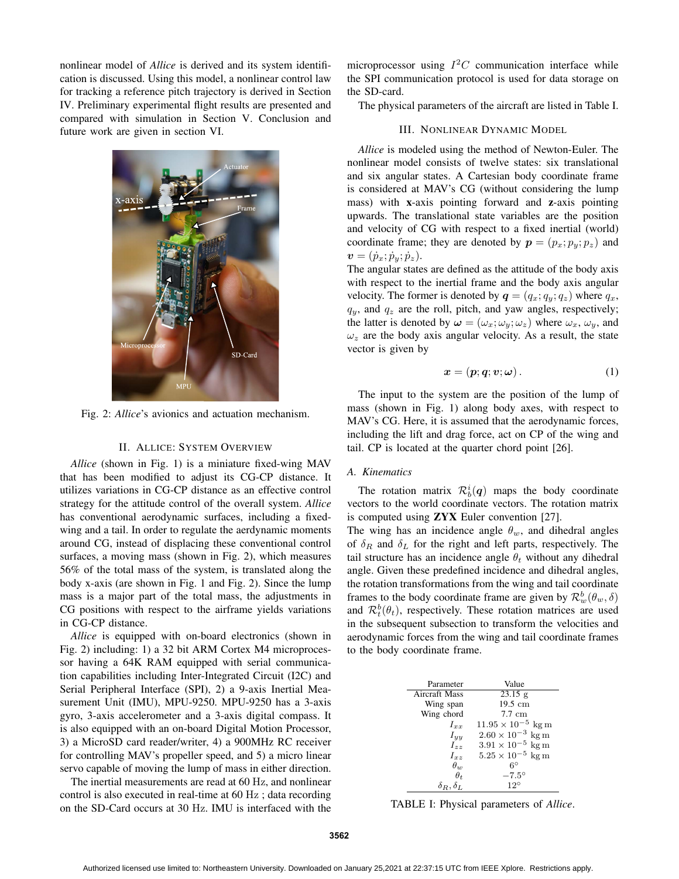nonlinear model of *Allice* is derived and its system identification is discussed. Using this model, a nonlinear control law for tracking a reference pitch trajectory is derived in Section IV. Preliminary experimental flight results are presented and compared with simulation in Section V. Conclusion and future work are given in section VI.

Fig. 2: *Allice*'s avionics and actuation mechanism.

## II. Allice: System Overview

*Allice* (shown in Fig. 1) is a miniature fixed-wing MAV that has been modified to adjust its CG-CP distance. It utilizes variations in CG-CP distance as an effective control strategy for the attitude control of the overall system. *Allice* has conventional aerodynamic surfaces, including a fixed-wing and a tail. In order to regulate the aerdynamic moments around CG, instead of displacing these conventional control surfaces, a moving mass (shown in Fig. 2), which measures 56% of the total mass of the system, is translated along the body x-axis (are shown in Fig. 1 and Fig. 2). Since the lump mass is a major part of the total mass, the adjustments in CG positions with respect to the airframe yields variations in CG-CP distance.

*Allice* is equipped with on-board electronics (shown in Fig. 2) including: 1) a 32 bit ARM Cortex M4 microprocessor having a 64K RAM equipped with serial communication capabilities including Inter-Integrated Circuit (I2C) and Serial Peripheral Interface (SPI), 2) a 9-axis Inertial Measurement Unit (IMU), MPU-9250. MPU-9250 has a 3-axis gyro, 3-axis accelerometer and a 3-axis digital compass. It is also equipped with an on-board Digital Motion Processor, 3) a MicroSD card reader/writer, 4) a 900MHz RC receiver for controlling MAV's propeller speed, and 5) a micro linear servo capable of moving the lump of mass in either direction.

The inertial measurements are read at 60 Hz, and nonlinear control is also executed in real-time at 60 Hz ; data recording on the SD-Card occurs at 30 Hz. IMU is interfaced with the microprocessor using $I^2C$ communication interface while the SPI communication protocol is used for data storage on the SD-card.

The physical parameters of the aircraft are listed in Table I.

## III. Nonlinear Dynamic Model

*Allice* is modeled using the method of Newton-Euler. The nonlinear model consists of twelve states: six translational and six angular states. A Cartesian body coordinate frame is considered at MAV's CG (without considering the lump mass) with **x**-axis pointing forward and **z**-axis pointing upwards. The translational state variables are the position and velocity of CG with respect to a fixed inertial (world) coordinate frame; they are denoted by $\boldsymbol{p} = (p_x; p_y; p_z)$ and $\boldsymbol{v} = (\dot{p}_x; \dot{p}_y; \dot{p}_z)$.
The angular states are defined as the attitude of the body axis with respect to the inertial frame and the body axis angular velocity. The former is denoted by $\boldsymbol{q} = (q_x; q_y; q_z)$ where $q_x$, $q_y$, and $q_z$ are the roll, pitch, and yaw angles, respectively; the latter is denoted by $\boldsymbol{\omega} = (\omega_x; \omega_y; \omega_z)$ where $\omega_x$, $\omega_y$, and $\omega_z$ are the body axis angular velocity. As a result, the state vector is given by

$$\boldsymbol{x} = (\boldsymbol{p}; \boldsymbol{q}; \boldsymbol{v}; \boldsymbol{\omega})\,. \tag{1}$$

The input to the system are the position of the lump of mass (shown in Fig. 1) along body axes, with respect to MAV's CG. Here, it is assumed that the aerodynamic forces, including the lift and drag force, act on CP of the wing and tail. CP is located at the quarter chord point [26].

### A. Kinematics

The rotation matrix $\mathcal{R}_b^i(\boldsymbol{q})$ maps the body coordinate vectors to the world coordinate vectors. The rotation matrix is computed using **ZYX** Euler convention [27].
The wing has an incidence angle $\theta_w$, and dihedral angles of $\delta_R$ and $\delta_L$ for the right and left parts, respectively. The tail structure has an incidence angle $\theta_t$ without any dihedral angle. Given these predefined incidence and dihedral angles, the rotation transformations from the wing and tail coordinate frames to the body coordinate frame are given by $\mathcal{R}_w^b(\theta_w, \delta)$ and $\mathcal{R}_t^b(\theta_t)$, respectively. These rotation matrices are used in the subsequent subsection to transform the velocities and aerodynamic forces from the wing and tail coordinate frames to the body coordinate frame.

| Parameter | Value |
|---|---|
| Aircraft Mass | 23.15 g |
| Wing span | 19.5 cm |
| Wing chord | 7.7 cm |
| $I_{xx}$ | $11.95 \times 10^{-5}$ kg m |
| $I_{yy}$ | $2.60 \times 10^{-3}$ kg m |
| $I_{zz}$ | $3.91 \times 10^{-5}$ kg m |
| $I_{xz}$ | $5.25 \times 10^{-5}$ kg m |
| $\theta_w$ | $6^\circ$ |
| $\theta_t$ | $-7.5^\circ$ |
| $\delta_R, \delta_L$ | $12^\circ$ |

TABLE I: Physical parameters of *Allice*.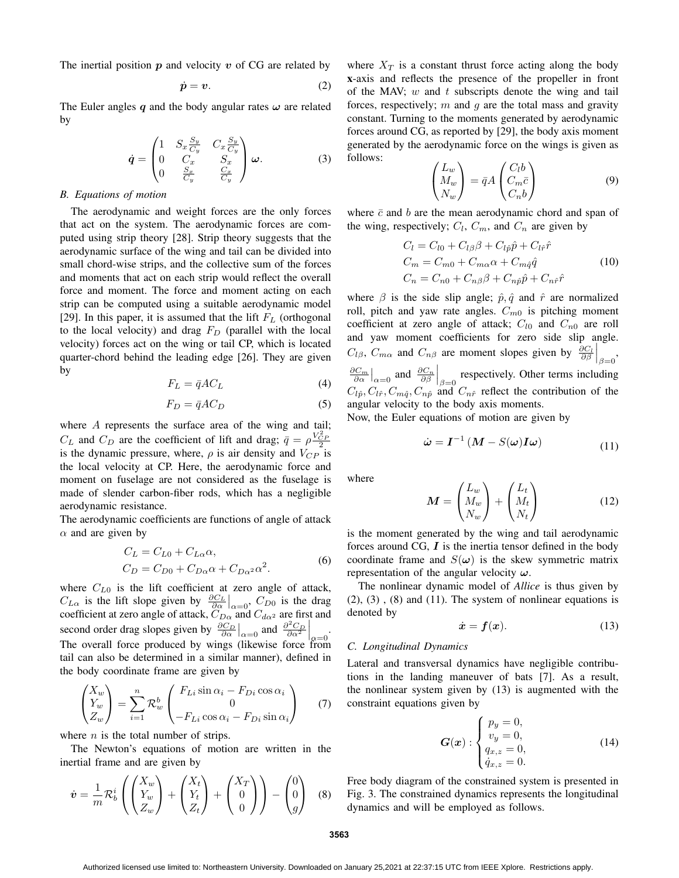The inertial position $\boldsymbol{p}$ and velocity $\boldsymbol{v}$ of CG are related by

$$\dot{\boldsymbol{p}} = \boldsymbol{v}. \tag{2}$$

The Euler angles $\boldsymbol{q}$ and the body angular rates $\boldsymbol{\omega}$ are related by

$$\dot{\boldsymbol{q}} = \begin{pmatrix} 1 & S_x \frac{S_y}{C_y} & C_x \frac{S_y}{C_y} \\ 0 & C_x & S_x \\ 0 & \frac{S_x}{C_y} & \frac{C_x}{C_y} \end{pmatrix} \boldsymbol{\omega}. \tag{3}$$

### *B. Equations of motion*

The aerodynamic and weight forces are the only forces that act on the system. The aerodynamic forces are computed using strip theory [28]. Strip theory suggests that the aerodynamic surface of the wing and tail can be divided into small chord-wise strips, and the collective sum of the forces and moments that act on each strip would reflect the overall force and moment. The force and moment acting on each strip can be computed using a suitable aerodynamic model [29]. In this paper, it is assumed that the lift $F_L$ (orthogonal to the local velocity) and drag $F_D$ (parallel with the local velocity) forces act on the wing or tail CP, which is located quarter-chord behind the leading edge [26]. They are given by

$$F_L = \bar{q} A C_L \tag{4}$$

$$F_D = \bar{q} A C_D \tag{5}$$

where $A$ represents the surface area of the wing and tail; $C_L$ and $C_D$ are the coefficient of lift and drag; $\bar{q} = \rho \frac{V_{CP}^2}{2}$ is the dynamic pressure, where, $\rho$ is air density and $V_{CP}$ is the local velocity at CP. Here, the aerodynamic force and moment on fuselage are not considered as the fuselage is made of slender carbon-fiber rods, which has a negligible aerodynamic resistance.

The aerodynamic coefficients are functions of angle of attack $\alpha$ and are given by

$$\begin{aligned} C_L &= C_{L0} + C_{L\alpha}\alpha, \\ C_D &= C_{D0} + C_{D\alpha}\alpha + C_{D\alpha^2}\alpha^2. \end{aligned} \tag{6}$$

where $C_{L0}$ is the lift coefficient at zero angle of attack, $C_{L\alpha}$ is the lift slope given by $\frac{\partial C_L}{\partial \alpha}\big|_{\alpha=0}$, $C_{D0}$ is the drag coefficient at zero angle of attack, $C_{D\alpha}$ and $C_{d\alpha^2}$ are first and second order drag slopes given by $\frac{\partial C_D}{\partial \alpha}\big|_{\alpha=0}$ and $\frac{\partial^2 C_D}{\partial \alpha^2}\Big|_{\alpha=0}$. The overall force produced by wings (likewise force from tail can also be determined in a similar manner), defined in the body coordinate frame are given by

$$\begin{pmatrix} X_w \\ Y_w \\ Z_w \end{pmatrix} = \sum_{i=1}^{n} \mathcal{R}_w^b \begin{pmatrix} F_{Li}\sin\alpha_i - F_{Di}\cos\alpha_i \\ 0 \\ -F_{Li}\cos\alpha_i - F_{Di}\sin\alpha_i \end{pmatrix} \tag{7}$$

where $n$ is the total number of strips.

The Newton's equations of motion are written in the inertial frame and are given by

$$\dot{\boldsymbol{v}} = \frac{1}{m}\mathcal{R}_b^i \left( \begin{pmatrix} X_w \\ Y_w \\ Z_w \end{pmatrix} + \begin{pmatrix} X_t \\ Y_t \\ Z_t \end{pmatrix} + \begin{pmatrix} X_T \\ 0 \\ 0 \end{pmatrix} \right) - \begin{pmatrix} 0 \\ 0 \\ g \end{pmatrix} \tag{8}$$

where $X_T$ is a constant thrust force acting along the body **x**-axis and reflects the presence of the propeller in front of the MAV; $w$ and $t$ subscripts denote the wing and tail forces, respectively; $m$ and $g$ are the total mass and gravity constant. Turning to the moments generated by aerodynamic forces around CG, as reported by [29], the body axis moment generated by the aerodynamic force on the wings is given as follows:

$$\begin{pmatrix} L_w \\ M_w \\ N_w \end{pmatrix} = \bar{q} A \begin{pmatrix} C_l b \\ C_m \bar{c} \\ C_n b \end{pmatrix} \tag{9}$$

where $\bar{c}$ and $b$ are the mean aerodynamic chord and span of the wing, respectively; $C_l$, $C_m$, and $C_n$ are given by

$$\begin{aligned} C_l &= C_{l0} + C_{l\beta}\beta + C_{l\hat{p}}\hat{p} + C_{l\hat{r}}\hat{r} \\ C_m &= C_{m0} + C_{m\alpha}\alpha + C_{m\hat{q}}\hat{q} \\ C_n &= C_{n0} + C_{n\beta}\beta + C_{n\hat{p}}\hat{p} + C_{n\hat{r}}\hat{r} \end{aligned} \tag{10}$$

where $\beta$ is the side slip angle; $\hat{p}, \hat{q}$ and $\hat{r}$ are normalized roll, pitch and yaw rate angles. $C_{m0}$ is pitching moment coefficient at zero angle of attack; $C_{l0}$ and $C_{n0}$ are roll and yaw moment coefficients for zero side slip angle. $C_{l\beta}$, $C_{m\alpha}$ and $C_{n\beta}$ are moment slopes given by $\frac{\partial C_l}{\partial \beta}\Big|_{\beta=0}$, $\frac{\partial C_m}{\partial \alpha}\big|_{\alpha=0}$ and $\frac{\partial C_n}{\partial \beta}\Big|_{\beta=0}$ respectively. Other terms including $C_{l\hat{p}}, C_{l\hat{r}}, C_{m\hat{q}}, C_{n\hat{p}}$ and $C_{n\hat{r}}$ reflect the contribution of the angular velocity to the body axis moments.

Now, the Euler equations of motion are given by

$$\dot{\boldsymbol{\omega}} = \boldsymbol{I}^{-1}\left(\boldsymbol{M} - S(\boldsymbol{\omega})\boldsymbol{I}\boldsymbol{\omega}\right) \tag{11}$$

where

$$\boldsymbol{M} = \begin{pmatrix} L_w \\ M_w \\ N_w \end{pmatrix} + \begin{pmatrix} L_t \\ M_t \\ N_t \end{pmatrix} \tag{12}$$

is the moment generated by the wing and tail aerodynamic forces around CG, $\boldsymbol{I}$ is the inertia tensor defined in the body coordinate frame and $S(\boldsymbol{\omega})$ is the skew symmetric matrix representation of the angular velocity $\boldsymbol{\omega}$.

The nonlinear dynamic model of *Allice* is thus given by (2), (3) , (8) and (11). The system of nonlinear equations is denoted by

$$\dot{\boldsymbol{x}} = \boldsymbol{f}(\boldsymbol{x}). \tag{13}$$

### *C. Longitudinal Dynamics*

Lateral and transversal dynamics have negligible contributions in the landing maneuver of bats [7]. As a result, the nonlinear system given by (13) is augmented with the constraint equations given by

$$\boldsymbol{G}(\boldsymbol{x}) : \begin{cases} p_y = 0, \\ v_y = 0, \\ q_{x,z} = 0, \\ \dot{q}_{x,z} = 0. \end{cases} \tag{14}$$

Free body diagram of the constrained system is presented in Fig. 3. The constrained dynamics represents the longitudinal dynamics and will be employed as follows.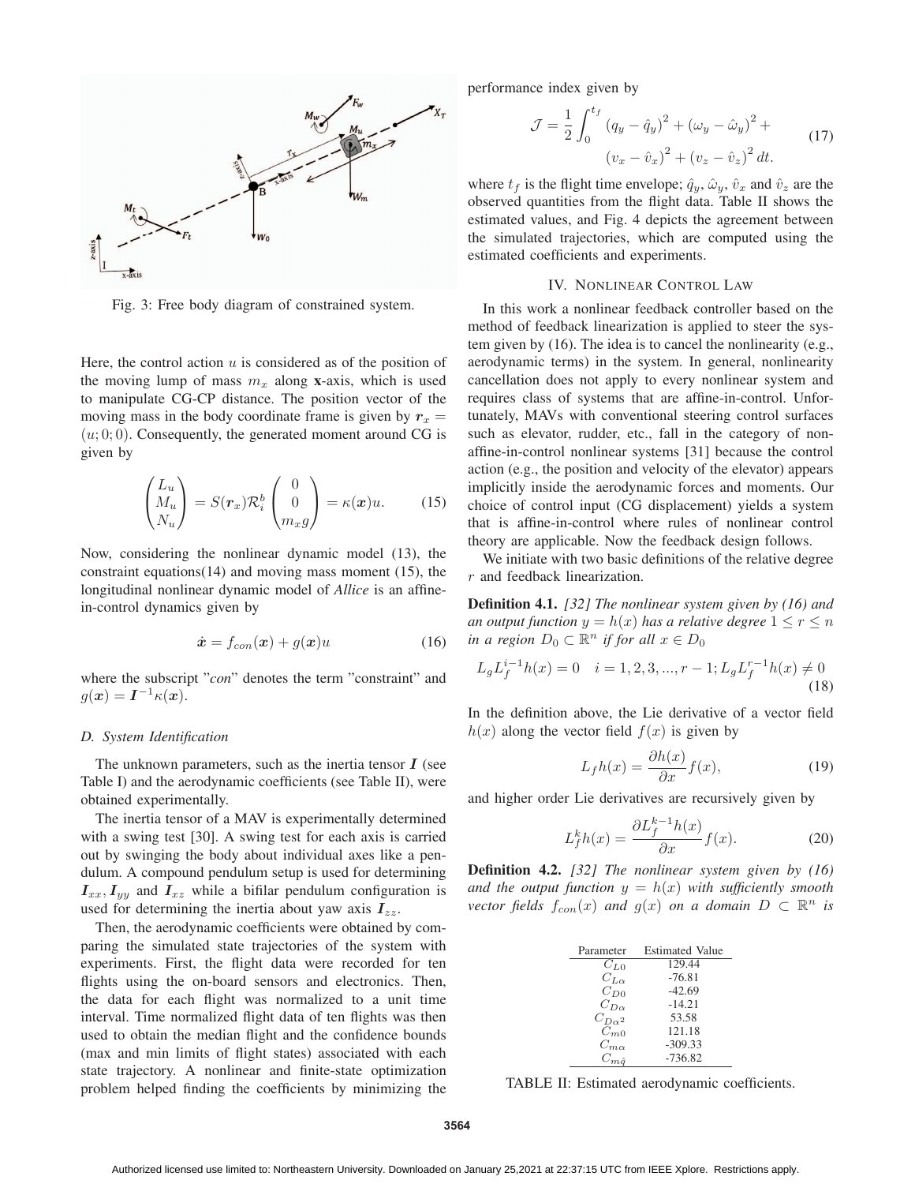Fig. 3: Free body diagram of constrained system.

Here, the control action $u$ is considered as of the position of the moving lump of mass $m_x$ along **x**-axis, which is used to manipulate CG-CP distance. The position vector of the moving mass in the body coordinate frame is given by $\boldsymbol{r}_x = (u; 0; 0)$. Consequently, the generated moment around CG is given by

$$\begin{pmatrix} L_u \\ M_u \\ N_u \end{pmatrix} = S(\boldsymbol{r}_x)\mathcal{R}_i^b \begin{pmatrix} 0 \\ 0 \\ m_x g \end{pmatrix} = \kappa(\boldsymbol{x})u. \tag{15}$$

Now, considering the nonlinear dynamic model (13), the constraint equations(14) and moving mass moment (15), the longitudinal nonlinear dynamic model of *Allice* is an affine-in-control dynamics given by

$$\dot{\boldsymbol{x}} = f_{con}(\boldsymbol{x}) + g(\boldsymbol{x})u \tag{16}$$

where the subscript "*con*" denotes the term "constraint" and $g(\boldsymbol{x}) = \boldsymbol{I}^{-1}\kappa(\boldsymbol{x})$.

### *D. System Identification*

The unknown parameters, such as the inertia tensor $\boldsymbol{I}$ (see Table I) and the aerodynamic coefficients (see Table II), were obtained experimentally.

The inertia tensor of a MAV is experimentally determined with a swing test [30]. A swing test for each axis is carried out by swinging the body about individual axes like a pendulum. A compound pendulum setup is used for determining $\boldsymbol{I}_{xx}, \boldsymbol{I}_{yy}$ and $\boldsymbol{I}_{xz}$ while a bifilar pendulum configuration is used for determining the inertia about yaw axis $\boldsymbol{I}_{zz}$.

Then, the aerodynamic coefficients were obtained by comparing the simulated state trajectories of the system with experiments. First, the flight data were recorded for ten flights using the on-board sensors and electronics. Then, the data for each flight was normalized to a unit time interval. Time normalized flight data of ten flights was then used to obtain the median flight and the confidence bounds (max and min limits of flight states) associated with each state trajectory. A nonlinear and finite-state optimization problem helped finding the coefficients by minimizing the performance index given by

$$\mathcal{J} = \frac{1}{2}\int_0^{t_f} \left(q_y - \hat{q}_y\right)^2 + \left(\omega_y - \hat{\omega}_y\right)^2 + \left(v_x - \hat{v}_x\right)^2 + \left(v_z - \hat{v}_z\right)^2 dt. \tag{17}$$

where $t_f$ is the flight time envelope; $\hat{q}_y$, $\hat{\omega}_y$, $\hat{v}_x$ and $\hat{v}_z$ are the observed quantities from the flight data. Table II shows the estimated values, and Fig. 4 depicts the agreement between the simulated trajectories, which are computed using the estimated coefficients and experiments.

## IV. Nonlinear Control Law

In this work a nonlinear feedback controller based on the method of feedback linearization is applied to steer the system given by (16). The idea is to cancel the nonlinearity (e.g., aerodynamic terms) in the system. In general, nonlinearity cancellation does not apply to every nonlinear system and requires class of systems that are affine-in-control. Unfortunately, MAVs with conventional steering control surfaces such as elevator, rudder, etc., fall in the category of non-affine-in-control nonlinear systems [31] because the control action (e.g., the position and velocity of the elevator) appears implicitly inside the aerodynamic forces and moments. Our choice of control input (CG displacement) yields a system that is affine-in-control where rules of nonlinear control theory are applicable. Now the feedback design follows.

We initiate with two basic definitions of the relative degree $r$ and feedback linearization.

**Definition 4.1.** *[32] The nonlinear system given by (16) and an output function $y = h(x)$ has a relative degree $1 \leq r \leq n$ in a region $D_0 \subset \mathbb{R}^n$ if for all $x \in D_0$*

$$L_g L_f^{i-1} h(x) = 0 \quad i = 1, 2, 3, ..., r-1; L_g L_f^{r-1} h(x) \neq 0 \tag{18}$$

In the definition above, the Lie derivative of a vector field $h(x)$ along the vector field $f(x)$ is given by

$$L_f h(x) = \frac{\partial h(x)}{\partial x} f(x), \tag{19}$$

and higher order Lie derivatives are recursively given by

$$L_f^k h(x) = \frac{\partial L_f^{k-1} h(x)}{\partial x} f(x). \tag{20}$$

**Definition 4.2.** *[32] The nonlinear system given by (16) and the output function $y = h(x)$ with sufficiently smooth vector fields $f_{con}(x)$ and $g(x)$ on a domain $D \subset \mathbb{R}^n$ is*

| Parameter | Estimated Value |
| --- | --- |
| $C_{L0}$ | 129.44 |
| $C_{L\alpha}$ | -76.81 |
| $C_{D0}$ | -42.69 |
| $C_{D\alpha}$ | -14.21 |
| $C_{D\alpha^2}$ | 53.58 |
| $C_{m0}$ | 121.18 |
| $C_{m\alpha}$ | -309.33 |
| $C_{m\hat{q}}$ | -736.82 |

TABLE II: Estimated aerodynamic coefficients.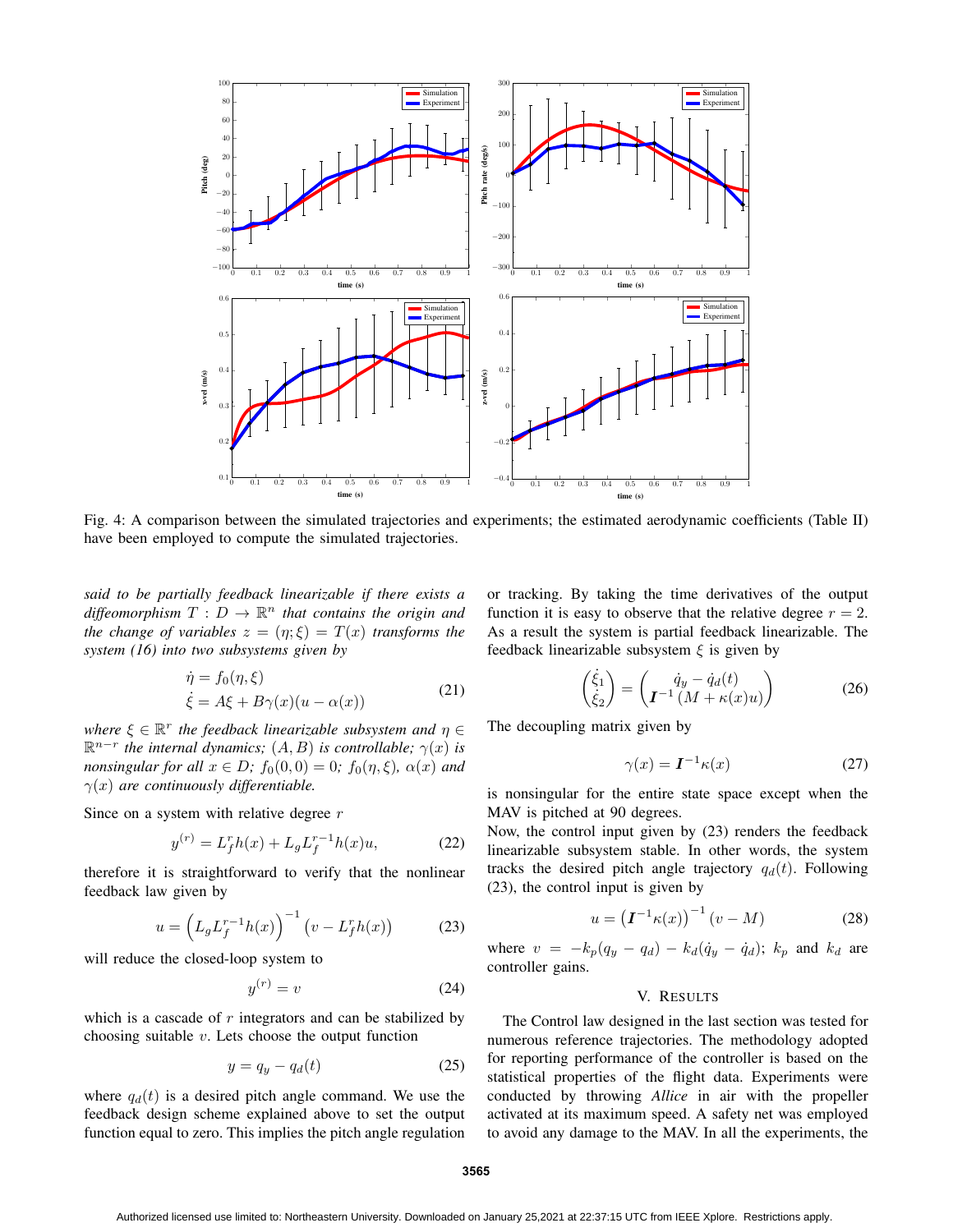Fig. 4: A comparison between the simulated trajectories and experiments; the estimated aerodynamic coefficients (Table II) have been employed to compute the simulated trajectories.

*said to be partially feedback linearizable if there exists a diffeomorphism $T : D \to \mathbb{R}^n$ that contains the origin and the change of variables $z = (\eta; \xi) = T(x)$ transforms the system (16) into two subsystems given by*

$$\begin{aligned} \dot{\eta} &= f_0(\eta, \xi) \\ \dot{\xi} &= A\xi + B\gamma(x)(u - \alpha(x)) \end{aligned} \tag{21}$$

*where $\xi \in \mathbb{R}^r$ the feedback linearizable subsystem and $\eta \in \mathbb{R}^{n-r}$ the internal dynamics; $(A, B)$ is controllable; $\gamma(x)$ is nonsingular for all $x \in D$; $f_0(0, 0) = 0$; $f_0(\eta, \xi)$, $\alpha(x)$ and $\gamma(x)$ are continuously differentiable.*

Since on a system with relative degree $r$

$$y^{(r)} = L_f^r h(x) + L_g L_f^{r-1} h(x) u, \tag{22}$$

therefore it is straightforward to verify that the nonlinear feedback law given by

$$u = \left(L_g L_f^{r-1} h(x)\right)^{-1} \left(v - L_f^r h(x)\right) \tag{23}$$

will reduce the closed-loop system to

$$y^{(r)} = v \tag{24}$$

which is a cascade of $r$ integrators and can be stabilized by choosing suitable $v$. Lets choose the output function

$$y = q_y - q_d(t) \tag{25}$$

where $q_d(t)$ is a desired pitch angle command. We use the feedback design scheme explained above to set the output function equal to zero. This implies the pitch angle regulation or tracking. By taking the time derivatives of the output function it is easy to observe that the relative degree $r = 2$. As a result the system is partial feedback linearizable. The feedback linearizable subsystem $\xi$ is given by

$$\begin{pmatrix} \dot{\xi}_1 \\ \dot{\xi}_2 \end{pmatrix} = \begin{pmatrix} \dot{q}_y - \dot{q}_d(t) \\ \boldsymbol{I}^{-1}(M + \kappa(x)u) \end{pmatrix} \tag{26}$$

The decoupling matrix given by

$$\gamma(x) = \boldsymbol{I}^{-1}\kappa(x) \tag{27}$$

is nonsingular for the entire state space except when the MAV is pitched at 90 degrees.

Now, the control input given by (23) renders the feedback linearizable subsystem stable. In other words, the system tracks the desired pitch angle trajectory $q_d(t)$. Following (23), the control input is given by

$$u = \left(\boldsymbol{I}^{-1}\kappa(x)\right)^{-1} (v - M) \tag{28}$$

where $v = -k_p(q_y - q_d) - k_d(\dot{q}_y - \dot{q}_d)$; $k_p$ and $k_d$ are controller gains.

## V. Results

The Control law designed in the last section was tested for numerous reference trajectories. The methodology adopted for reporting performance of the controller is based on the statistical properties of the flight data. Experiments were conducted by throwing *Allice* in air with the propeller activated at its maximum speed. A safety net was employed to avoid any damage to the MAV. In all the experiments, the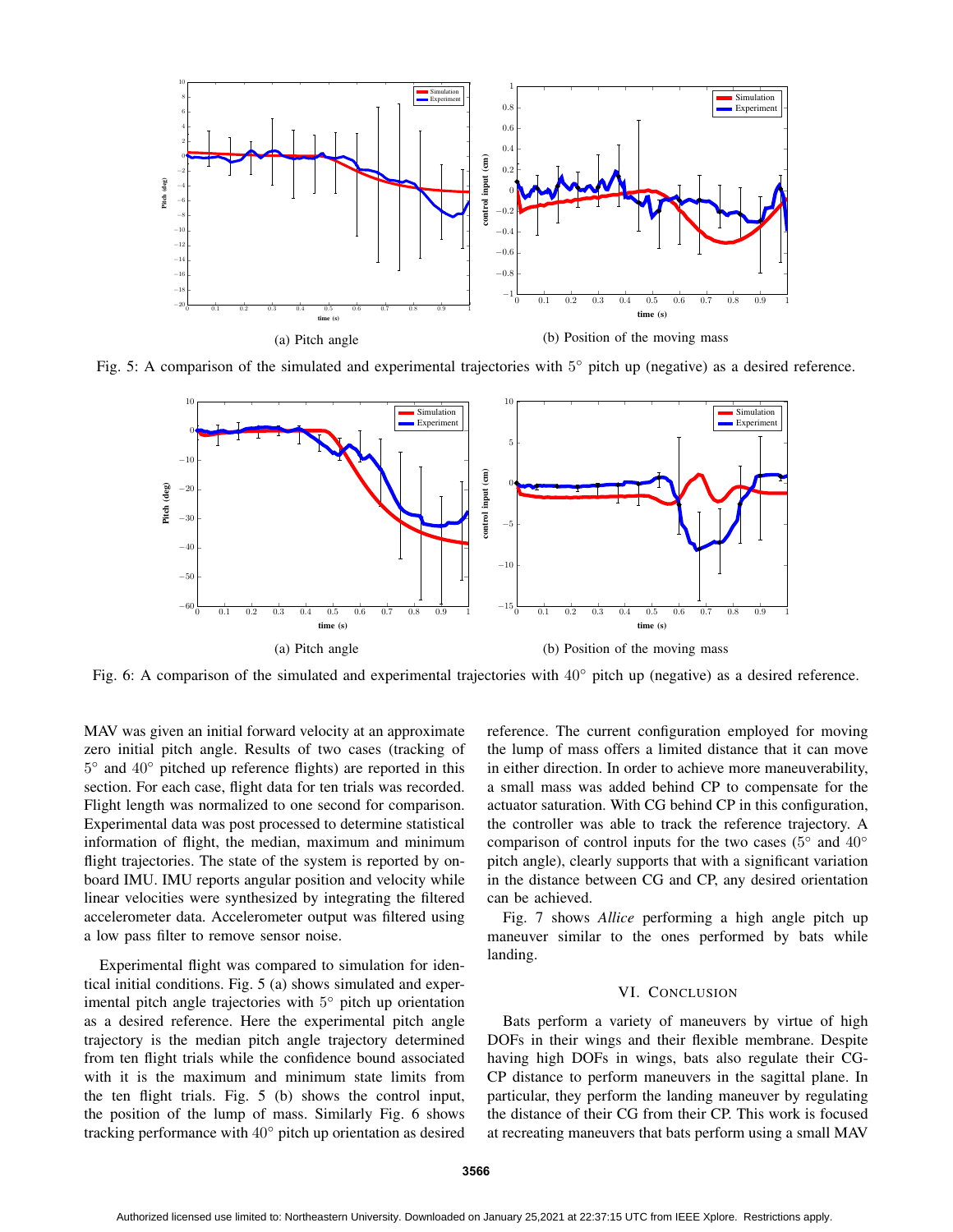(a) Pitch angle

(b) Position of the moving mass

Fig. 5: A comparison of the simulated and experimental trajectories with $5^\circ$ pitch up (negative) as a desired reference.

(a) Pitch angle

(b) Position of the moving mass

Fig. 6: A comparison of the simulated and experimental trajectories with $40^\circ$ pitch up (negative) as a desired reference.

MAV was given an initial forward velocity at an approximate zero initial pitch angle. Results of two cases (tracking of $5^\circ$ and $40^\circ$ pitched up reference flights) are reported in this section. For each case, flight data for ten trials was recorded. Flight length was normalized to one second for comparison. Experimental data was post processed to determine statistical information of flight, the median, maximum and minimum flight trajectories. The state of the system is reported by on-board IMU. IMU reports angular position and velocity while linear velocities were synthesized by integrating the filtered accelerometer data. Accelerometer output was filtered using a low pass filter to remove sensor noise.

Experimental flight was compared to simulation for identical initial conditions. Fig. 5 (a) shows simulated and experimental pitch angle trajectories with $5^\circ$ pitch up orientation as a desired reference. Here the experimental pitch angle trajectory is the median pitch angle trajectory determined from ten flight trials while the confidence bound associated with it is the maximum and minimum state limits from the ten flight trials. Fig. 5 (b) shows the control input, the position of the lump of mass. Similarly Fig. 6 shows tracking performance with $40^\circ$ pitch up orientation as desired reference. The current configuration employed for moving the lump of mass offers a limited distance that it can move in either direction. In order to achieve more maneuverability, a small mass was added behind CP to compensate for the actuator saturation. With CG behind CP in this configuration, the controller was able to track the reference trajectory. A comparison of control inputs for the two cases ($5^\circ$ and $40^\circ$ pitch angle), clearly supports that with a significant variation in the distance between CG and CP, any desired orientation can be achieved.

Fig. 7 shows *Allice* performing a high angle pitch up maneuver similar to the ones performed by bats while landing.

## VI. Conclusion

Bats perform a variety of maneuvers by virtue of high DOFs in their wings and their flexible membrane. Despite having high DOFs in wings, bats also regulate their CG-CP distance to perform maneuvers in the sagittal plane. In particular, they perform the landing maneuver by regulating the distance of their CG from their CP. This work is focused at recreating maneuvers that bats perform using a small MAV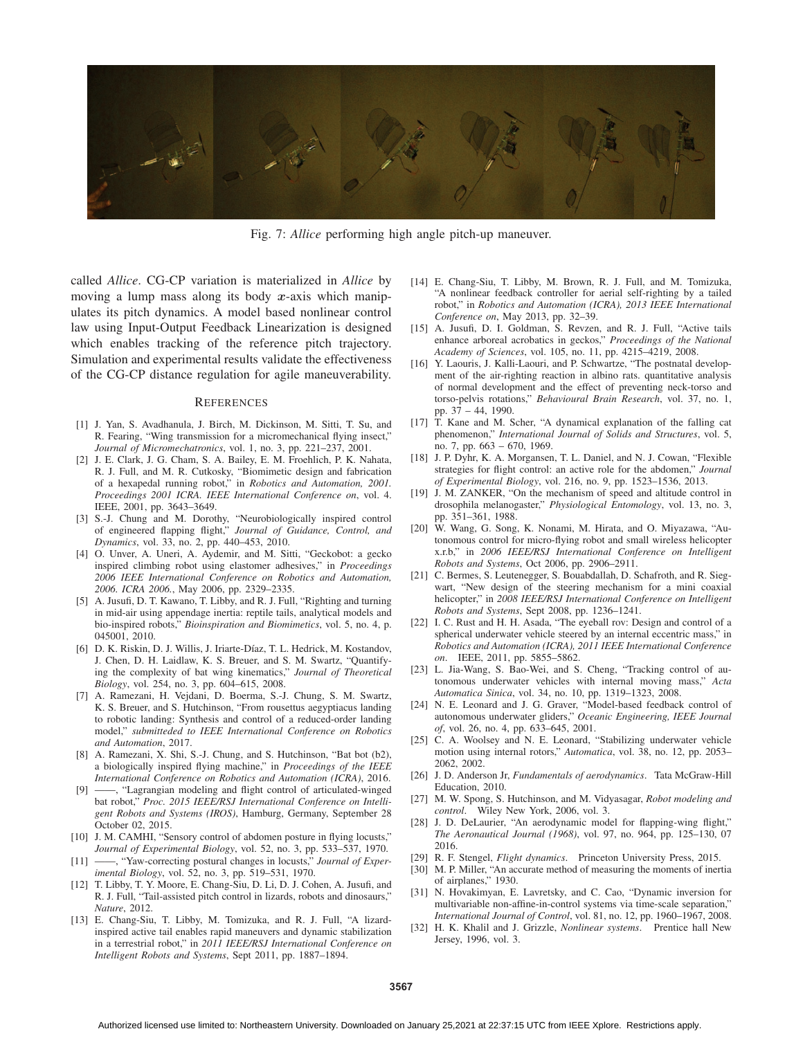Fig. 7: *Allice* performing high angle pitch-up maneuver.

called *Allice*. CG-CP variation is materialized in *Allice* by moving a lump mass along its body $x$-axis which manipulates its pitch dynamics. A model based nonlinear control law using Input-Output Feedback Linearization is designed which enables tracking of the reference pitch trajectory. Simulation and experimental results validate the effectiveness of the CG-CP distance regulation for agile maneuverability.

## REFERENCES

[1] J. Yan, S. Avadhanula, J. Birch, M. Dickinson, M. Sitti, T. Su, and R. Fearing, "Wing transmission for a micromechanical flying insect," *Journal of Micromechatronics*, vol. 1, no. 3, pp. 221–237, 2001.

[2] J. E. Clark, J. G. Cham, S. A. Bailey, E. M. Froehlich, P. K. Nahata, R. J. Full, and M. R. Cutkosky, "Biomimetic design and fabrication of a hexapedal running robot," in *Robotics and Automation, 2001. Proceedings 2001 ICRA. IEEE International Conference on*, vol. 4. IEEE, 2001, pp. 3643–3649.

[3] S.-J. Chung and M. Dorothy, "Neurobiologically inspired control of engineered flapping flight," *Journal of Guidance, Control, and Dynamics*, vol. 33, no. 2, pp. 440–453, 2010.

[4] O. Unver, A. Uneri, A. Aydemir, and M. Sitti, "Geckobot: a gecko inspired climbing robot using elastomer adhesives," in *Proceedings 2006 IEEE International Conference on Robotics and Automation, 2006. ICRA 2006.*, May 2006, pp. 2329–2335.

[5] A. Jusufi, D. T. Kawano, T. Libby, and R. J. Full, "Righting and turning in mid-air using appendage inertia: reptile tails, analytical models and bio-inspired robots," *Bioinspiration and Biomimetics*, vol. 5, no. 4, p. 045001, 2010.

[6] D. K. Riskin, D. J. Willis, J. Iriarte-Díaz, T. L. Hedrick, M. Kostandov, J. Chen, D. H. Laidlaw, K. S. Breuer, and S. M. Swartz, "Quantifying the complexity of bat wing kinematics," *Journal of Theoretical Biology*, vol. 254, no. 3, pp. 604–615, 2008.

[7] A. Ramezani, H. Vejdani, D. Boerma, S.-J. Chung, S. M. Swartz, K. S. Breuer, and S. Hutchinson, "From rousettus aegyptiacus landing to robotic landing: Synthesis and control of a reduced-order landing model," *submitteded to IEEE International Conference on Robotics and Automation*, 2017.

[8] A. Ramezani, X. Shi, S.-J. Chung, and S. Hutchinson, "Bat bot (b2), a biologically inspired flying machine," in *Proceedings of the IEEE International Conference on Robotics and Automation (ICRA)*, 2016.

[9] ——, "Lagrangian modeling and flight control of articulated-winged bat robot," *Proc. 2015 IEEE/RSJ International Conference on Intelligent Robots and Systems (IROS)*, Hamburg, Germany, September 28 October 02, 2015.

[10] J. M. CAMHI, "Sensory control of abdomen posture in flying locusts," *Journal of Experimental Biology*, vol. 52, no. 3, pp. 533–537, 1970.

[11] ——, "Yaw-correcting postural changes in locusts," *Journal of Experimental Biology*, vol. 52, no. 3, pp. 519–531, 1970.

[12] T. Libby, T. Y. Moore, E. Chang-Siu, D. Li, D. J. Cohen, A. Jusufi, and R. J. Full, "Tail-assisted pitch control in lizards, robots and dinosaurs," *Nature*, 2012.

[13] E. Chang-Siu, T. Libby, M. Tomizuka, and R. J. Full, "A lizard-inspired active tail enables rapid maneuvers and dynamic stabilization in a terrestrial robot," in *2011 IEEE/RSJ International Conference on Intelligent Robots and Systems*, Sept 2011, pp. 1887–1894.

[14] E. Chang-Siu, T. Libby, M. Brown, R. J. Full, and M. Tomizuka, "A nonlinear feedback controller for aerial self-righting by a tailed robot," in *Robotics and Automation (ICRA), 2013 IEEE International Conference on*, May 2013, pp. 32–39.

[15] A. Jusufi, D. I. Goldman, S. Revzen, and R. J. Full, "Active tails enhance arboreal acrobatics in geckos," *Proceedings of the National Academy of Sciences*, vol. 105, no. 11, pp. 4215–4219, 2008.

[16] Y. Laouris, J. Kalli-Laouri, and P. Schwartze, "The postnatal development of the air-righting reaction in albino rats. quantitative analysis of normal development and the effect of preventing neck-torso and torso-pelvis rotations," *Behavioural Brain Research*, vol. 37, no. 1, pp. 37 – 44, 1990.

[17] T. Kane and M. Scher, "A dynamical explanation of the falling cat phenomenon," *International Journal of Solids and Structures*, vol. 5, no. 7, pp. 663 – 670, 1969.

[18] J. P. Dyhr, K. A. Morgansen, T. L. Daniel, and N. J. Cowan, "Flexible strategies for flight control: an active role for the abdomen," *Journal of Experimental Biology*, vol. 216, no. 9, pp. 1523–1536, 2013.

[19] J. M. ZANKER, "On the mechanism of speed and altitude control in drosophila melanogaster," *Physiological Entomology*, vol. 13, no. 3, pp. 351–361, 1988.

[20] W. Wang, G. Song, K. Nonami, M. Hirata, and O. Miyazawa, "Autonomous control for micro-flying robot and small wireless helicopter x.r.b," in *2006 IEEE/RSJ International Conference on Intelligent Robots and Systems*, Oct 2006, pp. 2906–2911.

[21] C. Bermes, S. Leutenegger, S. Bouabdallah, D. Schafroth, and R. Siegwart, "New design of the steering mechanism for a mini coaxial helicopter," in *2008 IEEE/RSJ International Conference on Intelligent Robots and Systems*, Sept 2008, pp. 1236–1241.

[22] I. C. Rust and H. H. Asada, "The eyeball rov: Design and control of a spherical underwater vehicle steered by an internal eccentric mass," in *Robotics and Automation (ICRA), 2011 IEEE International Conference on*. IEEE, 2011, pp. 5855–5862.

[23] L. Jia-Wang, S. Bao-Wei, and S. Cheng, "Tracking control of autonomous underwater vehicles with internal moving mass," *Acta Automatica Sinica*, vol. 34, no. 10, pp. 1319–1323, 2008.

[24] N. E. Leonard and J. G. Graver, "Model-based feedback control of autonomous underwater gliders," *Oceanic Engineering, IEEE Journal of*, vol. 26, no. 4, pp. 633–645, 2001.

[25] C. A. Woolsey and N. E. Leonard, "Stabilizing underwater vehicle motion using internal rotors," *Automatica*, vol. 38, no. 12, pp. 2053–2062, 2002.

[26] J. D. Anderson Jr, *Fundamentals of aerodynamics*. Tata McGraw-Hill Education, 2010.

[27] M. W. Spong, S. Hutchinson, and M. Vidyasagar, *Robot modeling and control*. Wiley New York, 2006, vol. 3.

[28] J. D. DeLaurier, "An aerodynamic model for flapping-wing flight," *The Aeronautical Journal (1968)*, vol. 97, no. 964, pp. 125–130, 07 2016.

[29] R. F. Stengel, *Flight dynamics*. Princeton University Press, 2015.

[30] M. P. Miller, "An accurate method of measuring the moments of inertia of airplanes," 1930.

[31] N. Hovakimyan, E. Lavretsky, and C. Cao, "Dynamic inversion for multivariable non-affine-in-control systems via time-scale separation," *International Journal of Control*, vol. 81, no. 12, pp. 1960–1967, 2008.

[32] H. K. Khalil and J. Grizzle, *Nonlinear systems*. Prentice hall New Jersey, 1996, vol. 3.